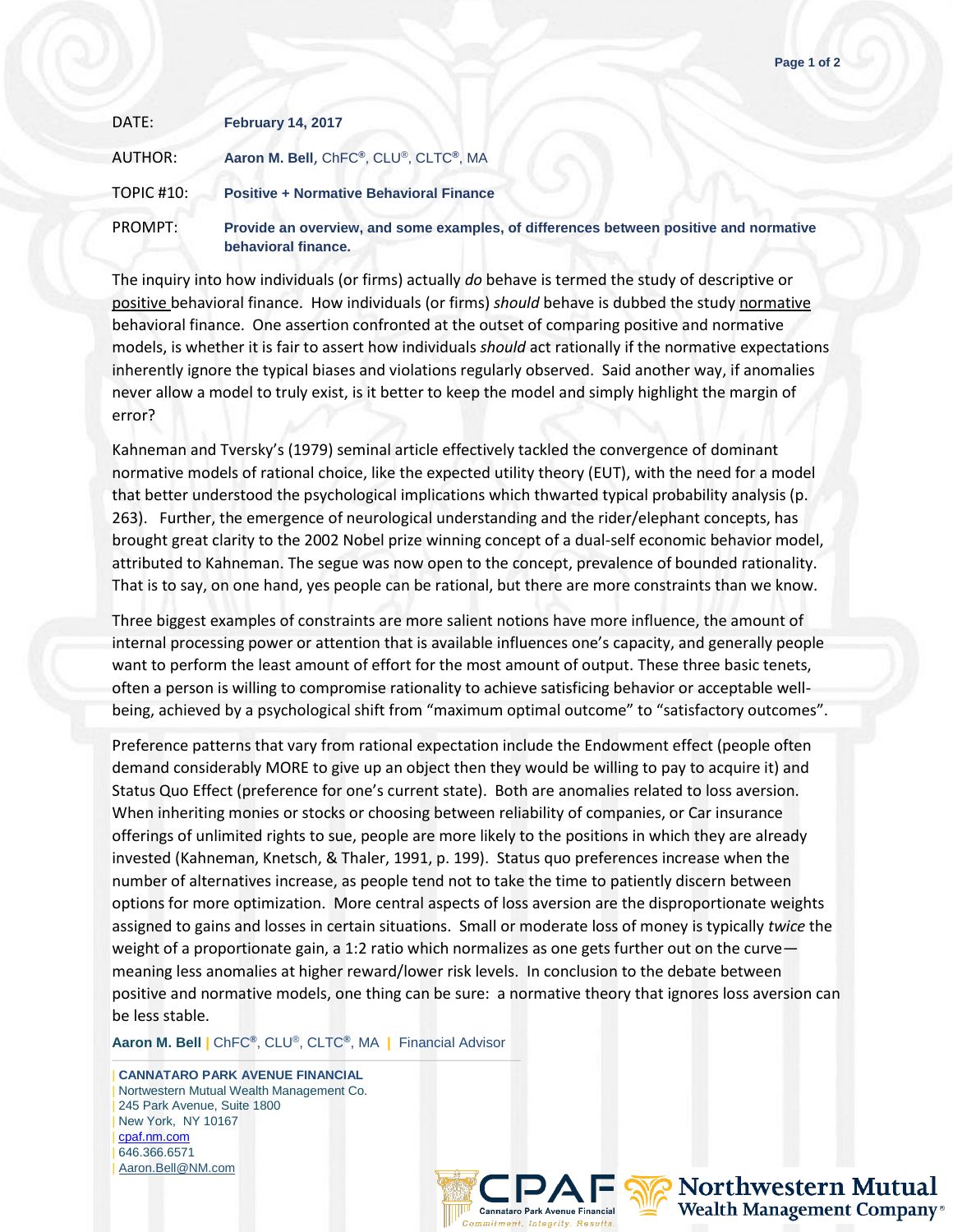DATE: **February 14, 2017**

AUTHOR: **Aaron M. Bell**, ChFC®, CLU®, CLTC®, MA

TOPIC #10: **Positive + Normative Behavioral Finance**

PROMPT: **Provide an overview, and some examples, of differences between positive and normative behavioral finance.**

The inquiry into how individuals (or firms) actually *do* behave is termed the study of descriptive or positive behavioral finance. How individuals (or firms) *should* behave is dubbed the study normative behavioral finance. One assertion confronted at the outset of comparing positive and normative models, is whether it is fair to assert how individuals *should* act rationally if the normative expectations inherently ignore the typical biases and violations regularly observed. Said another way, if anomalies never allow a model to truly exist, is it better to keep the model and simply highlight the margin of error?

Kahneman and Tversky's (1979) seminal article effectively tackled the convergence of dominant normative models of rational choice, like the expected utility theory (EUT), with the need for a model that better understood the psychological implications which thwarted typical probability analysis (p. 263). Further, the emergence of neurological understanding and the rider/elephant concepts, has brought great clarity to the 2002 Nobel prize winning concept of a dual-self economic behavior model, attributed to Kahneman. The segue was now open to the concept, prevalence of bounded rationality. That is to say, on one hand, yes people can be rational, but there are more constraints than we know.

Three biggest examples of constraints are more salient notions have more influence, the amount of internal processing power or attention that is available influences one's capacity, and generally people want to perform the least amount of effort for the most amount of output. These three basic tenets, often a person is willing to compromise rationality to achieve satisficing behavior or acceptable well-being, achieved by a psychological shift from "maximum optimal outcome" to "satisfactory outcomes".

Preference patterns that vary from rational expectation include the Endowment effect (people often demand considerably MORE to give up an object then they would be willing to pay to acquire it) and Status Quo Effect (preference for one's current state). Both are anomalies related to loss aversion. When inheriting monies or stocks or choosing between reliability of companies, or Car insurance offerings of unlimited rights to sue, people are more likely to the positions in which they are already invested (Kahneman, Knetsch, & Thaler, 1991, p. 199). Status quo preferences increase when the number of alternatives increase, as people tend not to take the time to patiently discern between options for more optimization. More central aspects of loss aversion are the disproportionate weights assigned to gains and losses in certain situations. Small or moderate loss of money is typically *twice* the weight of a proportionate gain, a 1:2 ratio which normalizes as one gets further out on the curve—meaning less anomalies at higher reward/lower risk levels. In conclusion to the debate between positive and normative models, one thing can be sure: a normative theory that ignores loss aversion can be less stable.

**Aaron M. Bell** | ChFC®, CLU®, CLTC®, MA | Financial Advisor

| **CANNATARO PARK AVENUE FINANCIAL**
| Nortwestern Mutual Wealth Management Co.
| 245 Park Avenue, Suite 1800
| New York, NY 10167
| cpaf.nm.com
| 646.366.6571
| Aaron.Bell@NM.com

CPAF Cannataro Park Avenue Financial — Commitment. Integrity. Results. | Northwestern Mutual Wealth Management Company®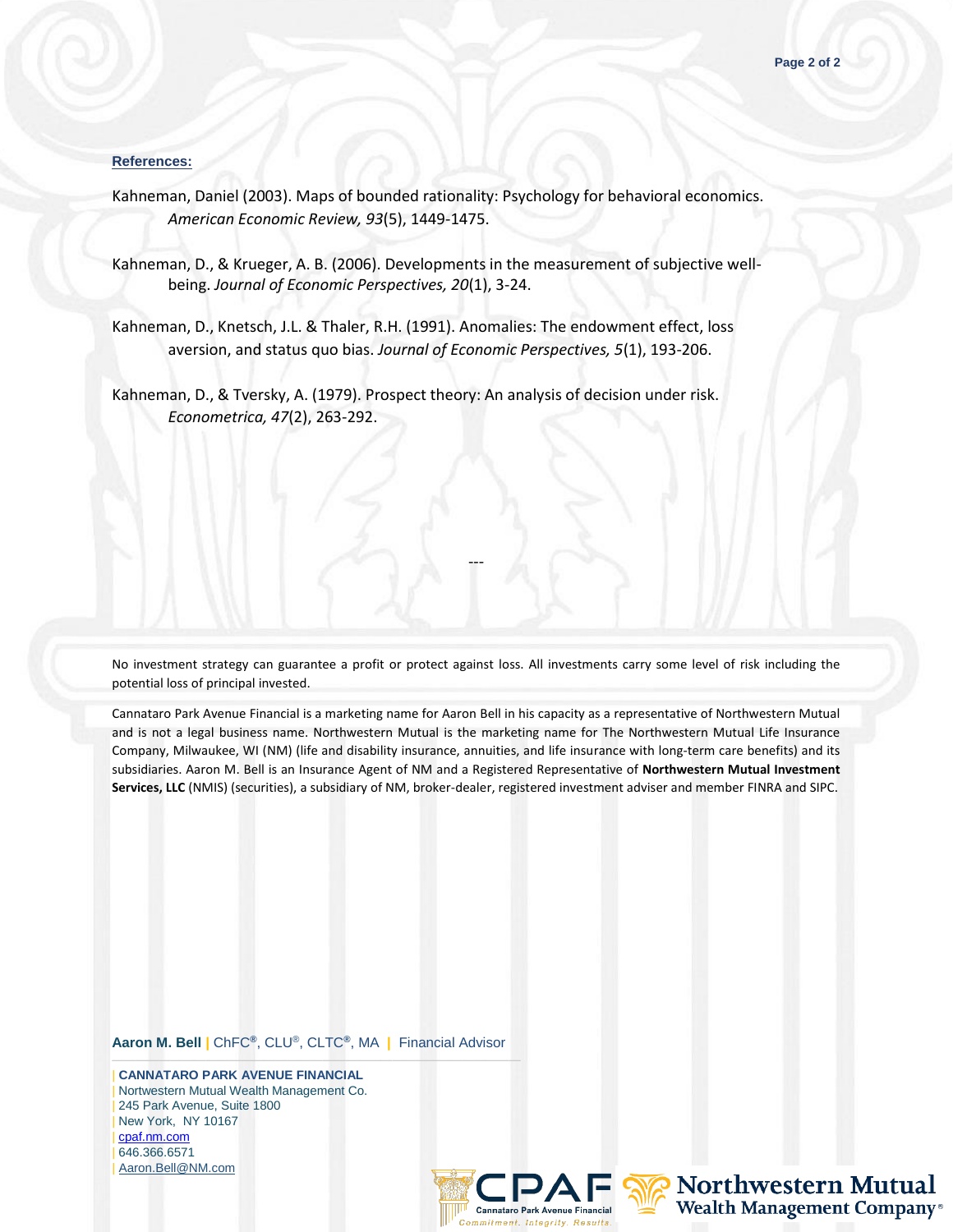**References:**

Kahneman, Daniel (2003). Maps of bounded rationality: Psychology for behavioral economics. *American Economic Review, 93*(5), 1449-1475.

Kahneman, D., & Krueger, A. B. (2006). Developments in the measurement of subjective well-being. *Journal of Economic Perspectives, 20*(1), 3-24.

Kahneman, D., Knetsch, J.L. & Thaler, R.H. (1991). Anomalies: The endowment effect, loss aversion, and status quo bias. *Journal of Economic Perspectives, 5*(1), 193-206.

Kahneman, D., & Tversky, A. (1979). Prospect theory: An analysis of decision under risk. *Econometrica, 47*(2), 263-292.

---

No investment strategy can guarantee a profit or protect against loss. All investments carry some level of risk including the potential loss of principal invested.

Cannataro Park Avenue Financial is a marketing name for Aaron Bell in his capacity as a representative of Northwestern Mutual and is not a legal business name. Northwestern Mutual is the marketing name for The Northwestern Mutual Life Insurance Company, Milwaukee, WI (NM) (life and disability insurance, annuities, and life insurance with long-term care benefits) and its subsidiaries. Aaron M. Bell is an Insurance Agent of NM and a Registered Representative of **Northwestern Mutual Investment Services, LLC** (NMIS) (securities), a subsidiary of NM, broker-dealer, registered investment adviser and member FINRA and SIPC.

**Aaron M. Bell** | ChFC®, CLU®, CLTC®, MA | Financial Advisor

| **CANNATARO PARK AVENUE FINANCIAL**
| Nortwestern Mutual Wealth Management Co.
| 245 Park Avenue, Suite 1800
| New York, NY 10167
| cpaf.nm.com
| 646.366.6571
| Aaron.Bell@NM.com

CPAF Cannataro Park Avenue Financial — Commitment. Integrity. Results.

Northwestern Mutual Wealth Management Company®